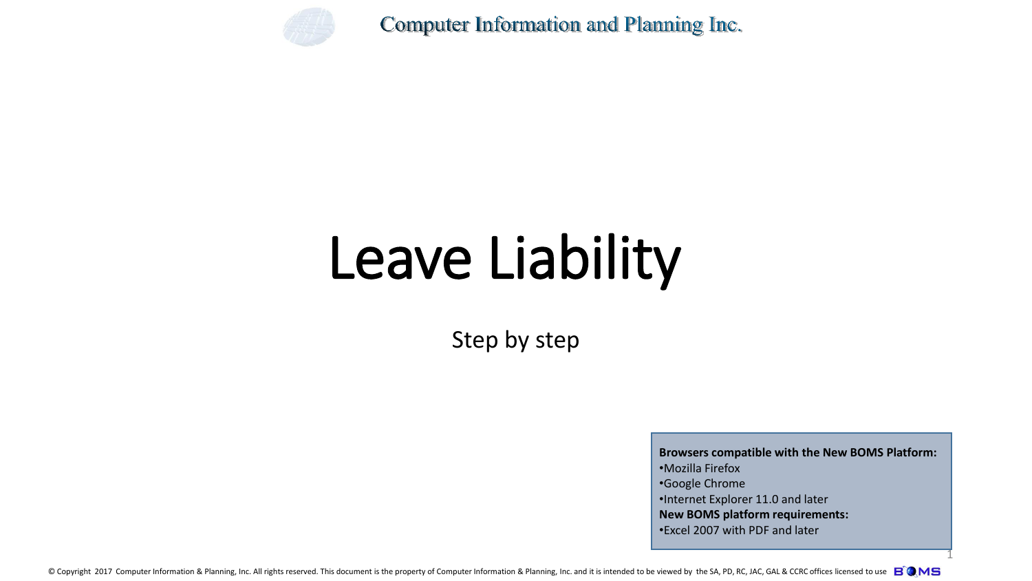Computer Information and Planning Inc.

# Leave Liability

Step by step

**Browsers compatible with the New BOMS Platform:**
- Mozilla Firefox
- Google Chrome
- Internet Explorer 11.0 and later

**New BOMS platform requirements:**
- Excel 2007 with PDF and later

© Copyright 2017 Computer Information & Planning, Inc. All rights reserved. This document is the property of Computer Information & Planning, Inc. and it is intended to be viewed by the SA, PD, RC, JAC, GAL & CCRC offices licensed to use BOMS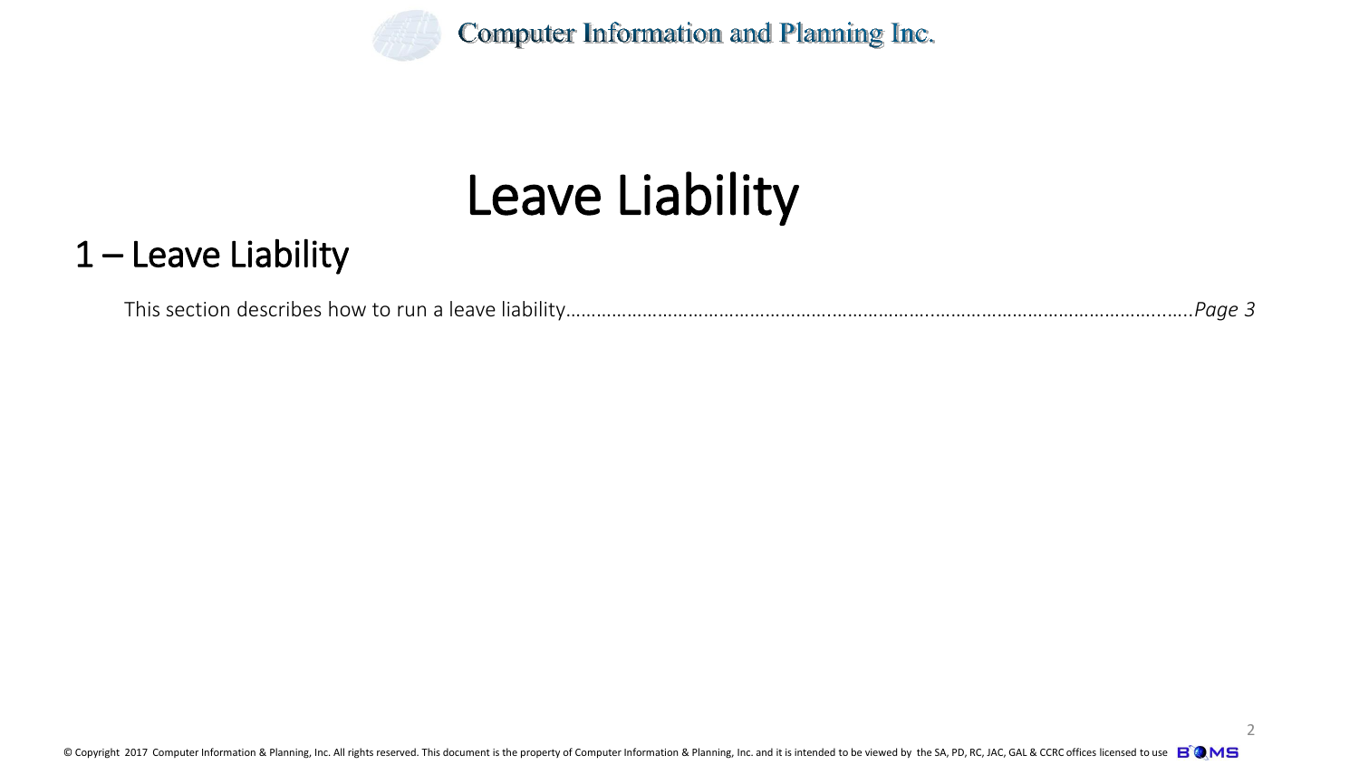# Leave Liability

## 1 – Leave Liability

This section describes how to run a leave liability……………………………………………………………………………………………………………………*Page 3*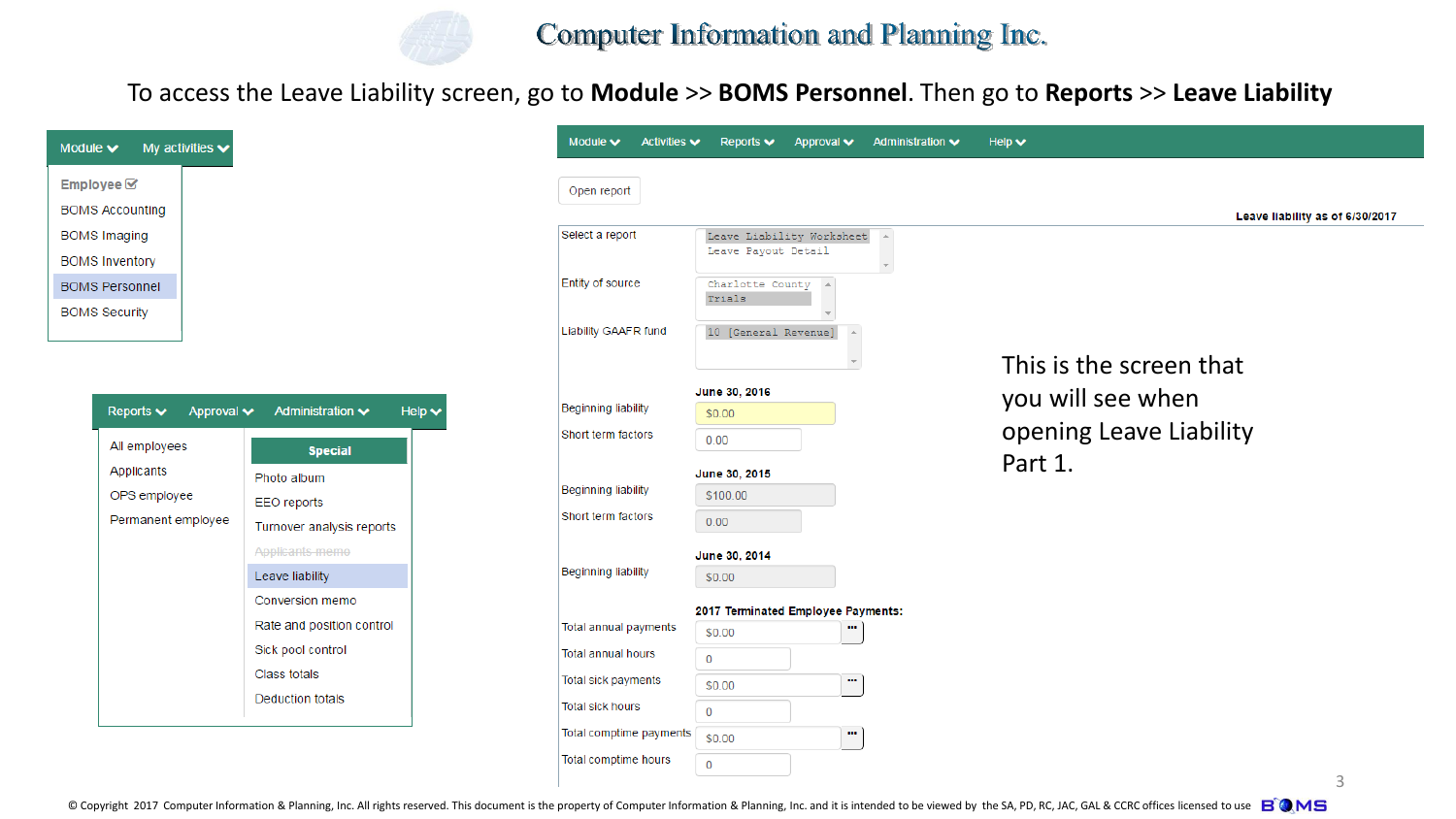# Computer Information and Planning Inc.

To access the Leave Liability screen, go to **Module** >> **BOMS Personnel**. Then go to **Reports** >> **Leave Liability**

Module | My activities

- Employee
- BOMS Accounting
- BOMS Imaging
- BOMS Inventory
- BOMS Personnel
- BOMS Security

Reports | Approval | Administration | Help

- All employees
- Applicants
- OPS employee
- Permanent employee

**Special**

- Photo album
- EEO reports
- Turnover analysis reports
- Applicants memo
- Leave liability
- Conversion memo
- Rate and position control
- Sick pool control
- Class totals
- Deduction totals

Module | Activities | Reports | Approval | Administration | Help

Open report

**Leave liability as of 6/30/2017**

| Field | Value |
|---|---|
| Select a report | Leave Liability Worksheet / Leave Payout Detail |
| Entity of source | Charlotte County / Trials |
| Liability GAAFR fund | 10 [General Revenue] |
| **June 30, 2016** | |
| Beginning liability | $0.00 |
| Short term factors | 0.00 |
| **June 30, 2015** | |
| Beginning liability | $100.00 |
| Short term factors | 0.00 |
| **June 30, 2014** | |
| Beginning liability | $0.00 |
| **2017 Terminated Employee Payments:** | |
| Total annual payments | $0.00 |
| Total annual hours | 0 |
| Total sick payments | $0.00 |
| Total sick hours | 0 |
| Total comptime payments | $0.00 |
| Total comptime hours | 0 |

This is the screen that you will see when opening Leave Liability Part 1.

© Copyright 2017 Computer Information & Planning, Inc. All rights reserved. This document is the property of Computer Information & Planning, Inc. and it is intended to be viewed by the SA, PD, RC, JAC, GAL & CCRC offices licensed to use BOMS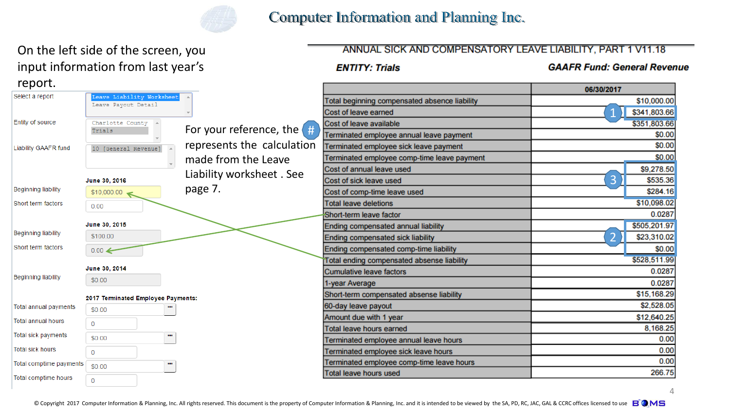# Computer Information and Planning Inc.

On the left side of the screen, you input information from last year's report.

| Field | Value |
|---|---|
| Select a report | Leave Liability Worksheet / Leave Payout Detail |
| Entity of source | Charlotte County / Trials |
| Liability GAAFR fund | 10 [General Revenue] |

**June 30, 2016**

| Field | Value |
|---|---|
| Beginning liability | $10,000.00 |
| Short term factors | 0.00 |

**June 30, 2015**

| Field | Value |
|---|---|
| Beginning liability | $100.00 |
| Short term factors | 0.00 |

**June 30, 2014**

| Field | Value |
|---|---|
| Beginning liability | $0.00 |

**2017 Terminated Employee Payments:**

| Field | Value |
|---|---|
| Total annual payments | $0.00 |
| Total annual hours | 0 |
| Total sick payments | $0.00 |
| Total sick hours | 0 |
| Total comptime payments | $0.00 |
| Total comptime hours | 0 |

For your reference, the # represents the calculation made from the Leave Liability worksheet . See page 7.

## ANNUAL SICK AND COMPENSATORY LEAVE LIABILITY, PART 1 V11.18

***ENTITY: Trials*** — ***GAAFR Fund: General Revenue***

| | 06/30/2017 |
|---|---|
| Total beginning compensated absence liability | $10,000.00 |
| Cost of leave earned | (1) $341,803.66 |
| Cost of leave available | $351,803.66 |
| Terminated employee annual leave payment | $0.00 |
| Terminated employee sick leave payment | $0.00 |
| Terminated employee comp-time leave payment | $0.00 |
| Cost of annual leave used | (3) $9,278.50 |
| Cost of sick leave used | (3) $535.36 |
| Cost of comp-time leave used | (3) $284.16 |
| Total leave deletions | $10,098.02 |
| Short-term leave factor | 0.0287 |
| Ending compensated annual liability | (2) $505,201.97 |
| Ending compensated sick liability | (2) $23,310.02 |
| Ending compensated comp-time liability | (2) $0.00 |
| Total ending compensated absense liability | $528,511.99 |
| Cumulative leave factors | 0.0287 |
| 1-year Average | 0.0287 |
| Short-term compensated absense liability | $15,168.29 |
| 60-day leave payout | $2,528.05 |
| Amount due with 1 year | $12,640.25 |
| Total leave hours earned | 8,168.25 |
| Terminated employee annual leave hours | 0.00 |
| Terminated employee sick leave hours | 0.00 |
| Terminated employee comp-time leave hours | 0.00 |
| Total leave hours used | 266.75 |

© Copyright 2017 Computer Information & Planning, Inc. All rights reserved. This document is the property of Computer Information & Planning, Inc. and it is intended to be viewed by the SA, PD, RC, JAC, GAL & CCRC offices licensed to use BOMS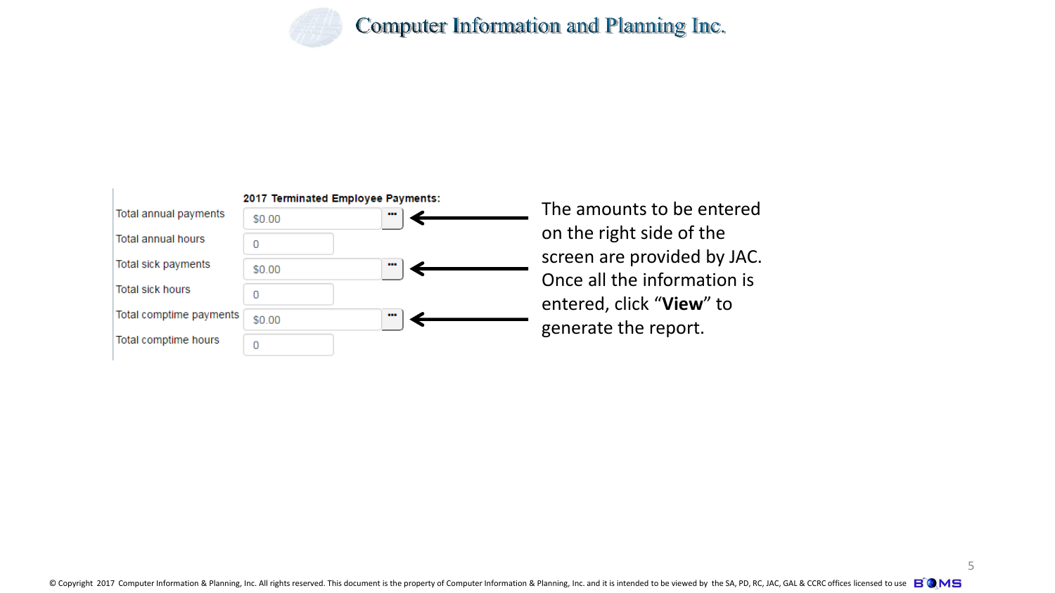**2017 Terminated Employee Payments:**

| | |
|---|---|
| Total annual payments | $0.00 |
| Total annual hours | 0 |
| Total sick payments | $0.00 |
| Total sick hours | 0 |
| Total comptime payments | $0.00 |
| Total comptime hours | 0 |

The amounts to be entered on the right side of the screen are provided by JAC. Once all the information is entered, click "**View**" to generate the report.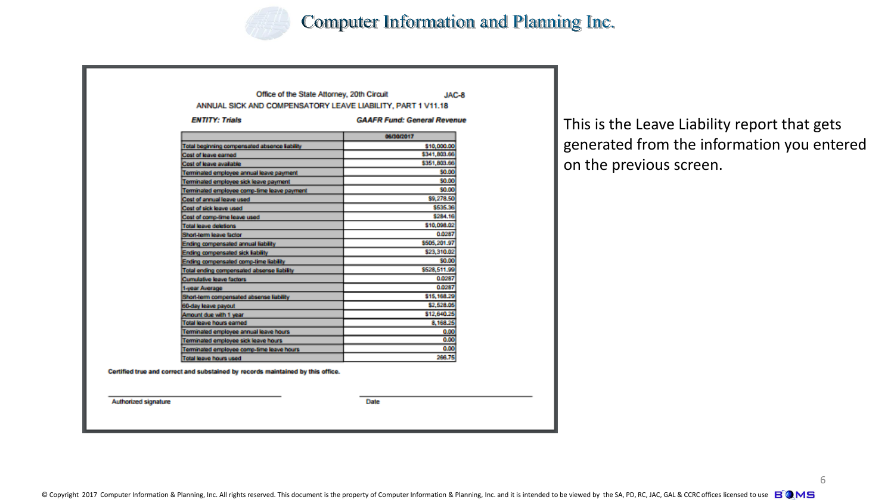# Computer Information and Planning Inc.

Office of the State Attorney, 20th Circuit JAC-8

ANNUAL SICK AND COMPENSATORY LEAVE LIABILITY, PART 1 V11.18

***ENTITY: Trials*** ***GAAFR Fund: General Revenue***

| | 06/30/2017 |
|---|---|
| Total beginning compensated absence liability | $10,000.00 |
| Cost of leave earned | $341,803.66 |
| Cost of leave available | $351,803.66 |
| Terminated employee annual leave payment | $0.00 |
| Terminated employee sick leave payment | $0.00 |
| Terminated employee comp-time leave payment | $0.00 |
| Cost of annual leave used | $9,278.50 |
| Cost of sick leave used | $535.36 |
| Cost of comp-time leave used | $284.16 |
| Total leave deletions | $10,098.02 |
| Short-term leave factor | 0.0287 |
| Ending compensated annual liability | $505,201.97 |
| Ending compensated sick liability | $23,310.02 |
| Ending compensated comp-time liability | $0.00 |
| Total ending compensated absence liability | $528,511.99 |
| Cumulative leave factors | 0.0287 |
| 1-year Average | 0.0287 |
| Short-term compensated absense liability | $15,168.29 |
| 60-day leave payout | $2,528.05 |
| Amount due with 1 year | $12,640.25 |
| Total leave hours earned | 8,168.25 |
| Terminated employee annual leave hours | 0.00 |
| Terminated employee sick leave hours | 0.00 |
| Terminated employee comp-time leave hours | 0.00 |
| Total leave hours used | 266.75 |

**Certified true and correct and substained by records maintained by this office.**

Authorized signature

Date

This is the Leave Liability report that gets generated from the information you entered on the previous screen.

© Copyright 2017 Computer Information & Planning, Inc. All rights reserved. This document is the property of Computer Information & Planning, Inc. and it is intended to be viewed by the SA, PD, RC, JAC, GAL & CCRC offices licensed to use BOMS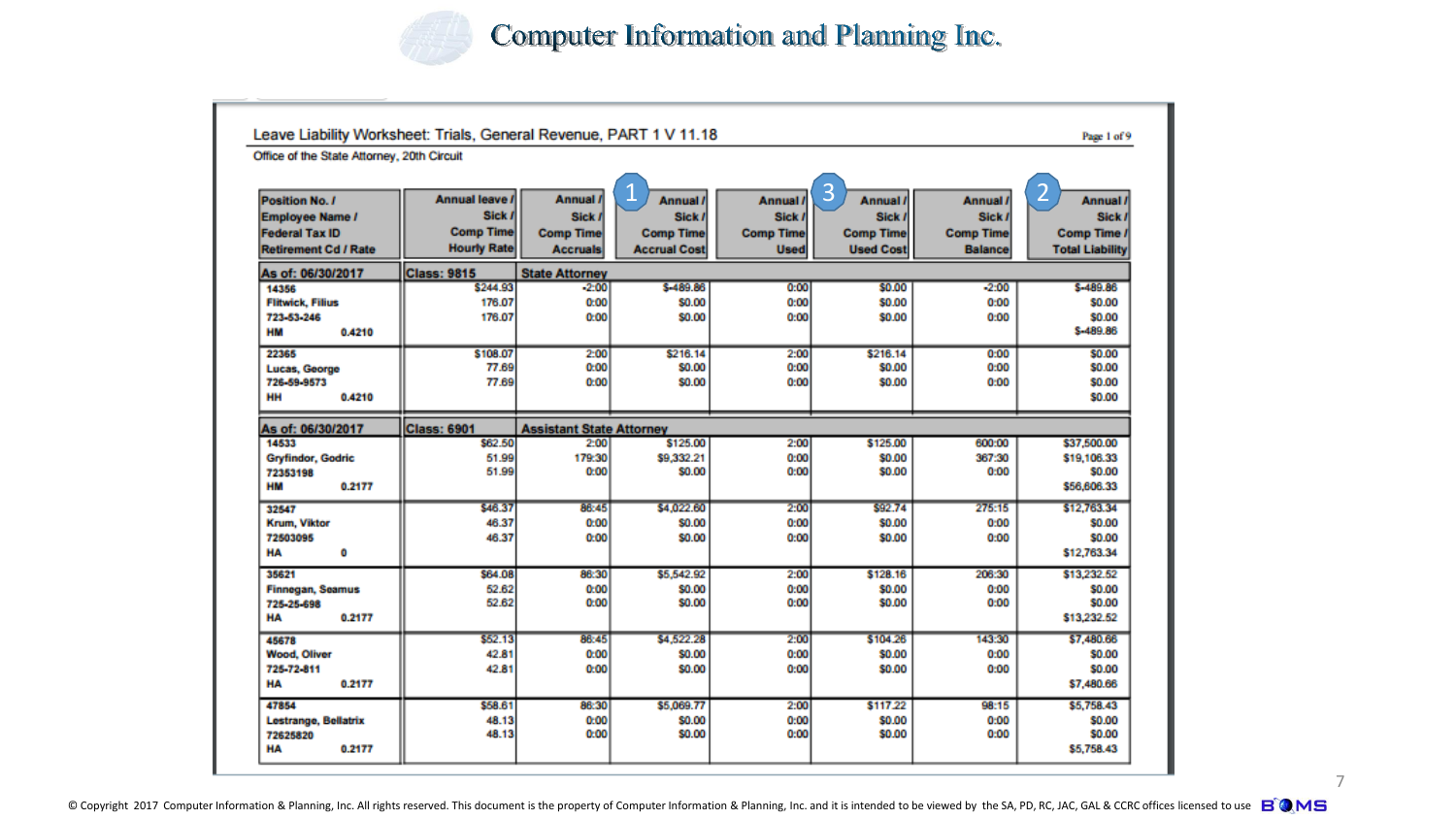# Computer Information and Planning Inc.

## Leave Liability Worksheet: Trials, General Revenue, PART 1 V 11.18

Office of the State Attorney, 20th Circuit

Page 1 of 9

| Position No. / Employee Name / Federal Tax ID / Retirement Cd / Rate | Annual leave / Sick / Comp Time Hourly Rate | Annual / Sick / Comp Time Accruals | 1 Annual / Sick / Comp Time Accrual Cost | Annual / Sick / Comp Time Used | 3 Annual / Sick / Comp Time Used Cost | Annual / Sick / Comp Time Balance | 2 Annual / Sick / Comp Time / Total Liability |
|---|---|---|---|---|---|---|---|
| **As of: 06/30/2017** | **Class: 9815** | **State Attorney** | | | | | |
| 14356 | $244.93 | -2:00 | $-489.86 | 0:00 | $0.00 | -2:00 | $-489.86 |
| Flitwick, Filius | 176.07 | 0:00 | $0.00 | 0:00 | $0.00 | 0:00 | $0.00 |
| 723-53-246 | 176.07 | 0:00 | $0.00 | 0:00 | $0.00 | 0:00 | $0.00 |
| HM 0.4210 | | | | | | | $-489.86 |
| 22365 | $108.07 | 2:00 | $216.14 | 2:00 | $216.14 | 0:00 | $0.00 |
| Lucas, George | 77.69 | 0:00 | $0.00 | 0:00 | $0.00 | 0:00 | $0.00 |
| 726-59-9573 | 77.69 | 0:00 | $0.00 | 0:00 | $0.00 | 0:00 | $0.00 |
| HH 0.4210 | | | | | | | $0.00 |
| **As of: 06/30/2017** | **Class: 6901** | **Assistant State Attorney** | | | | | |
| 14533 | $62.50 | 2:00 | $125.00 | 2:00 | $125.00 | 600:00 | $37,500.00 |
| Gryfindor, Godric | 51.99 | 179:30 | $9,332.21 | 0:00 | $0.00 | 367:30 | $19,106.33 |
| 72353198 | 51.99 | 0:00 | $0.00 | 0:00 | $0.00 | 0:00 | $0.00 |
| HM 0.2177 | | | | | | | $56,606.33 |
| 32547 | $46.37 | 86:45 | $4,022.60 | 2:00 | $92.74 | 275:15 | $12,763.34 |
| Krum, Viktor | 46.37 | 0:00 | $0.00 | 0:00 | $0.00 | 0:00 | $0.00 |
| 72503095 | 46.37 | 0:00 | $0.00 | 0:00 | $0.00 | 0:00 | $0.00 |
| HA 0 | | | | | | | $12,763.34 |
| 35621 | $64.08 | 86:30 | $5,542.92 | 2:00 | $128.16 | 206:30 | $13,232.52 |
| Finnegan, Seamus | 52.62 | 0:00 | $0.00 | 0:00 | $0.00 | 0:00 | $0.00 |
| 725-25-698 | 52.62 | 0:00 | $0.00 | 0:00 | $0.00 | 0:00 | $0.00 |
| HA 0.2177 | | | | | | | $13,232.52 |
| 45678 | $52.13 | 86:45 | $4,522.28 | 2:00 | $104.26 | 143:30 | $7,480.66 |
| Wood, Oliver | 42.81 | 0:00 | $0.00 | 0:00 | $0.00 | 0:00 | $0.00 |
| 725-72-811 | 42.81 | 0:00 | $0.00 | 0:00 | $0.00 | 0:00 | $0.00 |
| HA 0.2177 | | | | | | | $7,480.66 |
| 47854 | $58.61 | 86:30 | $5,069.77 | 2:00 | $117.22 | 98:15 | $5,758.43 |
| Lestrange, Bellatrix | 48.13 | 0:00 | $0.00 | 0:00 | $0.00 | 0:00 | $0.00 |
| 72625820 | 48.13 | 0:00 | $0.00 | 0:00 | $0.00 | 0:00 | $0.00 |
| HA 0.2177 | | | | | | | $5,758.43 |

© Copyright 2017 Computer Information & Planning, Inc. All rights reserved. This document is the property of Computer Information & Planning, Inc. and it is intended to be viewed by the SA, PD, RC, JAC, GAL & CCRC offices licensed to use BOMS